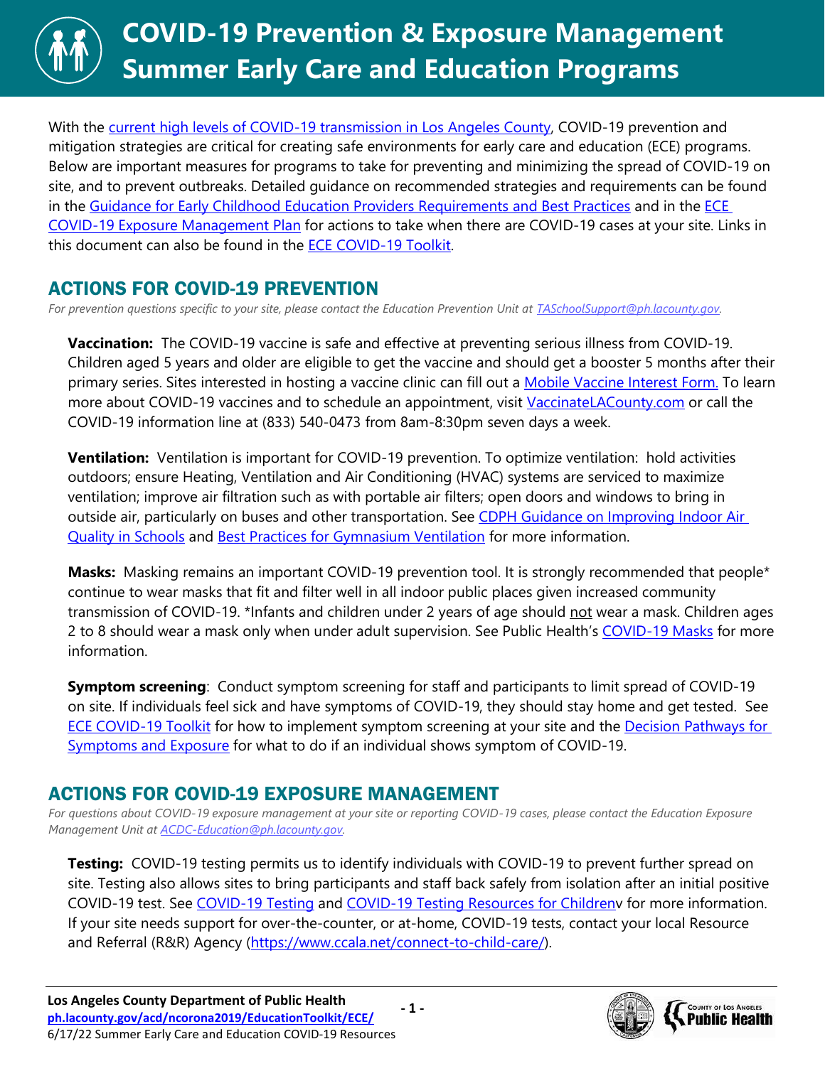# COVID-19 Prevention & Exposure Management Summer Early Care and Education Programs

With the current high levels of COVID-19 transmission in Los Angeles County, COVID-19 prevention and mitigation strategies are critical for creating safe environments for early care and education (ECE) programs. Below are important measures for programs to take for preventing and minimizing the spread of COVID-19 on site, and to prevent outbreaks. Detailed guidance on recommended strategies and requirements can be found in the Guidance for Early Childhood Education Providers Requirements and Best Practices and in the ECE COVID-19 Exposure Management Plan for actions to take when there are COVID-19 cases at your site. Links in this document can also be found in the ECE COVID-19 Toolkit.

## ACTIONS FOR COVID-19 PREVENTION

*For prevention questions specific to your site, please contact the Education Prevention Unit at TASchoolSupport@ph.lacounty.gov.*

**Vaccination:** The COVID-19 vaccine is safe and effective at preventing serious illness from COVID-19. Children aged 5 years and older are eligible to get the vaccine and should get a booster 5 months after their primary series. Sites interested in hosting a vaccine clinic can fill out a Mobile Vaccine Interest Form. To learn more about COVID-19 vaccines and to schedule an appointment, visit VaccinateLACounty.com or call the COVID-19 information line at (833) 540-0473 from 8am-8:30pm seven days a week.

**Ventilation:** Ventilation is important for COVID-19 prevention. To optimize ventilation: hold activities outdoors; ensure Heating, Ventilation and Air Conditioning (HVAC) systems are serviced to maximize ventilation; improve air filtration such as with portable air filters; open doors and windows to bring in outside air, particularly on buses and other transportation. See CDPH Guidance on Improving Indoor Air Quality in Schools and Best Practices for Gymnasium Ventilation for more information.

**Masks:** Masking remains an important COVID-19 prevention tool. It is strongly recommended that people* continue to wear masks that fit and filter well in all indoor public places given increased community transmission of COVID-19. *Infants and children under 2 years of age should not wear a mask. Children ages 2 to 8 should wear a mask only when under adult supervision. See Public Health's COVID-19 Masks for more information.

**Symptom screening**: Conduct symptom screening for staff and participants to limit spread of COVID-19 on site. If individuals feel sick and have symptoms of COVID-19, they should stay home and get tested. See ECE COVID-19 Toolkit for how to implement symptom screening at your site and the Decision Pathways for Symptoms and Exposure for what to do if an individual shows symptom of COVID-19.

## ACTIONS FOR COVID-19 EXPOSURE MANAGEMENT

*For questions about COVID-19 exposure management at your site or reporting COVID-19 cases, please contact the Education Exposure Management Unit at ACDC-Education@ph.lacounty.gov.*

**Testing:** COVID-19 testing permits us to identify individuals with COVID-19 to prevent further spread on site. Testing also allows sites to bring participants and staff back safely from isolation after an initial positive COVID-19 test. See COVID-19 Testing and COVID-19 Testing Resources for Childrenv for more information. If your site needs support for over-the-counter, or at-home, COVID-19 tests, contact your local Resource and Referral (R&R) Agency (https://www.ccala.net/connect-to-child-care/).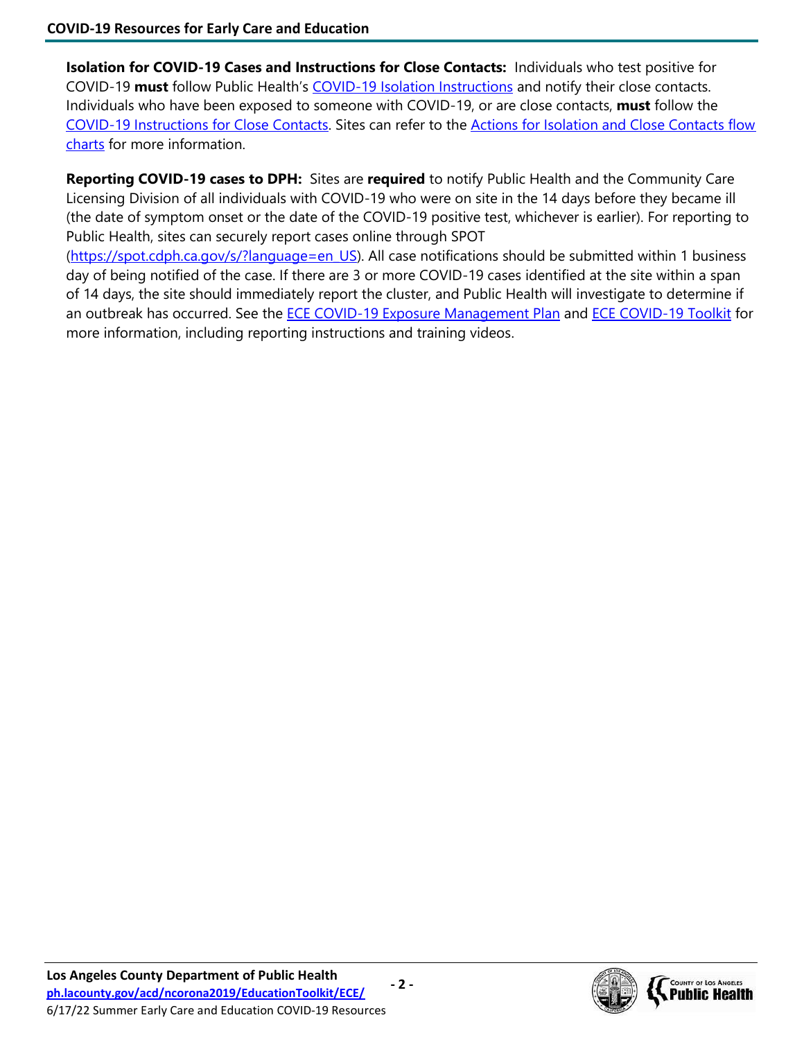**Isolation for COVID-19 Cases and Instructions for Close Contacts:** Individuals who test positive for COVID-19 **must** follow Public Health's COVID-19 Isolation Instructions and notify their close contacts. Individuals who have been exposed to someone with COVID-19, or are close contacts, **must** follow the COVID-19 Instructions for Close Contacts. Sites can refer to the Actions for Isolation and Close Contacts flow charts for more information.

**Reporting COVID-19 cases to DPH:** Sites are **required** to notify Public Health and the Community Care Licensing Division of all individuals with COVID-19 who were on site in the 14 days before they became ill (the date of symptom onset or the date of the COVID-19 positive test, whichever is earlier). For reporting to Public Health, sites can securely report cases online through SPOT (https://spot.cdph.ca.gov/s/?language=en_US). All case notifications should be submitted within 1 business day of being notified of the case. If there are 3 or more COVID-19 cases identified at the site within a span of 14 days, the site should immediately report the cluster, and Public Health will investigate to determine if an outbreak has occurred. See the ECE COVID-19 Exposure Management Plan and ECE COVID-19 Toolkit for more information, including reporting instructions and training videos.